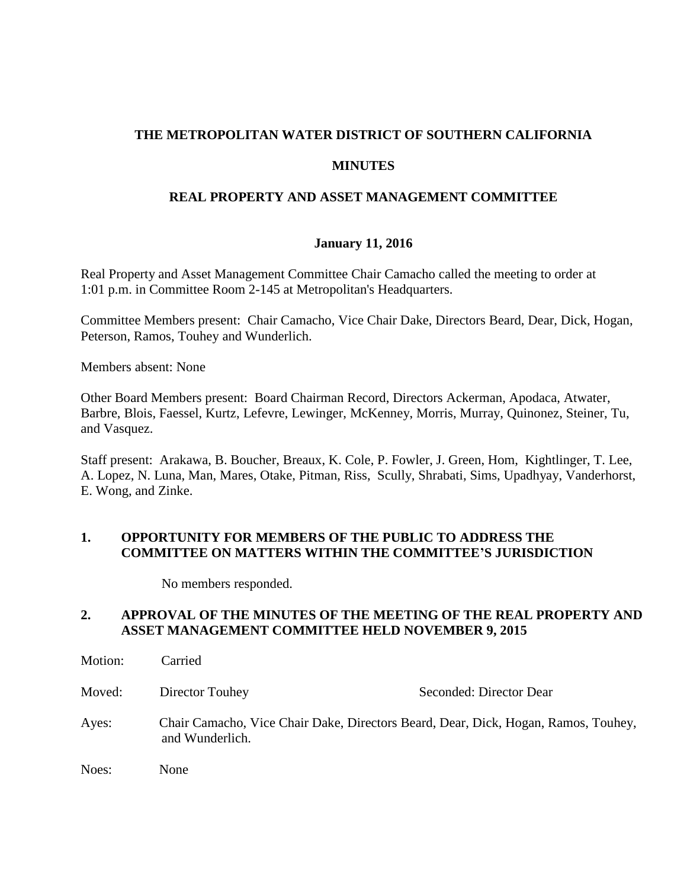**THE METROPOLITAN WATER DISTRICT OF SOUTHERN CALIFORNIA**

**MINUTES**

**REAL PROPERTY AND ASSET MANAGEMENT COMMITTEE**

**January 11, 2016**

Real Property and Asset Management Committee Chair Camacho called the meeting to order at 1:01 p.m. in Committee Room 2-145 at Metropolitan's Headquarters.

Committee Members present: Chair Camacho, Vice Chair Dake, Directors Beard, Dear, Dick, Hogan, Peterson, Ramos, Touhey and Wunderlich.

Members absent: None

Other Board Members present: Board Chairman Record, Directors Ackerman, Apodaca, Atwater, Barbre, Blois, Faessel, Kurtz, Lefevre, Lewinger, McKenney, Morris, Murray, Quinonez, Steiner, Tu, and Vasquez.

Staff present: Arakawa, B. Boucher, Breaux, K. Cole, P. Fowler, J. Green, Hom, Kightlinger, T. Lee, A. Lopez, N. Luna, Man, Mares, Otake, Pitman, Riss, Scully, Shrabati, Sims, Upadhyay, Vanderhorst, E. Wong, and Zinke.

**1. OPPORTUNITY FOR MEMBERS OF THE PUBLIC TO ADDRESS THE COMMITTEE ON MATTERS WITHIN THE COMMITTEE'S JURISDICTION**

No members responded.

**2. APPROVAL OF THE MINUTES OF THE MEETING OF THE REAL PROPERTY AND ASSET MANAGEMENT COMMITTEE HELD NOVEMBER 9, 2015**

Motion: Carried

Moved: Director Touhey    Seconded: Director Dear

Ayes: Chair Camacho, Vice Chair Dake, Directors Beard, Dear, Dick, Hogan, Ramos, Touhey, and Wunderlich.

Noes: None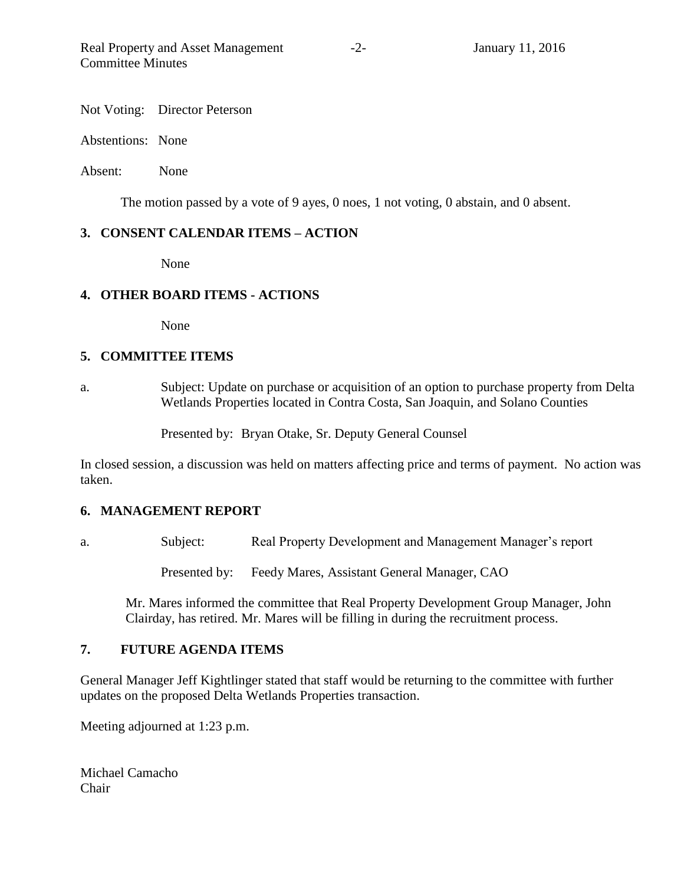Not Voting: Director Peterson

Abstentions: None

Absent: None

The motion passed by a vote of 9 ayes, 0 noes, 1 not voting, 0 abstain, and 0 absent.

## 3. CONSENT CALENDAR ITEMS – ACTION

None

## 4. OTHER BOARD ITEMS - ACTIONS

None

## 5. COMMITTEE ITEMS

a. Subject: Update on purchase or acquisition of an option to purchase property from Delta Wetlands Properties located in Contra Costa, San Joaquin, and Solano Counties

Presented by: Bryan Otake, Sr. Deputy General Counsel

In closed session, a discussion was held on matters affecting price and terms of payment. No action was taken.

## 6. MANAGEMENT REPORT

a. Subject: Real Property Development and Management Manager's report

Presented by: Feedy Mares, Assistant General Manager, CAO

Mr. Mares informed the committee that Real Property Development Group Manager, John Clairday, has retired. Mr. Mares will be filling in during the recruitment process.

## 7. FUTURE AGENDA ITEMS

General Manager Jeff Kightlinger stated that staff would be returning to the committee with further updates on the proposed Delta Wetlands Properties transaction.

Meeting adjourned at 1:23 p.m.

Michael Camacho
Chair